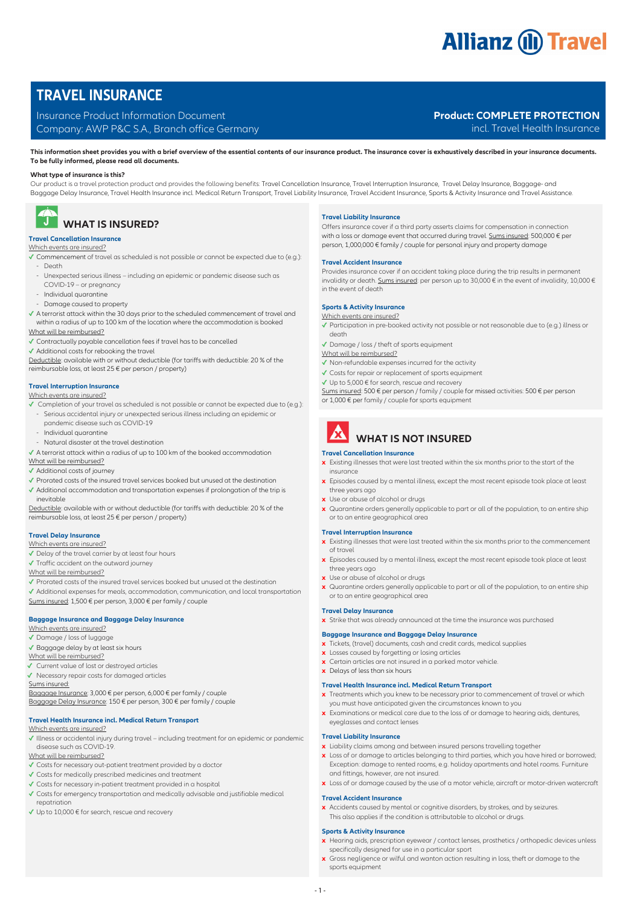# TRAVEL INSURANCE

Insurance Product Information Document
Company: AWP P&C S.A., Branch office Germany

**Product: COMPLETE PROTECTION**
incl. Travel Health Insurance

**This information sheet provides you with a brief overview of the essential contents of our insurance product. The insurance cover is exhaustively described in your insurance documents. To be fully informed, please read all documents.**

**What type of insurance is this?**

Our product is a travel protection product and provides the following benefits: Travel Cancellation Insurance, Travel Interruption Insurance, Travel Delay Insurance, Baggage- and Baggage Delay Insurance, Travel Health Insurance incl. Medical Return Transport, Travel Liability Insurance, Travel Accident Insurance, Sports & Activity Insurance and Travel Assistance.

## WHAT IS INSURED?

### Travel Cancellation Insurance

Which events are insured?

- ✓ Commencement of travel as scheduled is not possible or cannot be expected due to (e.g.):
  - Death
  - Unexpected serious illness – including an epidemic or pandemic disease such as COVID-19 – or pregnancy
  - Individual quarantine
  - Damage caused to property
- ✓ A terrorist attack within the 30 days prior to the scheduled commencement of travel and within a radius of up to 100 km of the location where the accommodation is booked

What will be reimbursed?

- ✓ Contractually payable cancellation fees if travel has to be cancelled
- ✓ Additional costs for rebooking the travel

Deductible: available with or without deductible (for tariffs with deductible: 20 % of the reimbursable loss, at least 25 € per person / property)

### Travel Interruption Insurance

Which events are insured?

- ✓ Completion of your travel as scheduled is not possible or cannot be expected due to (e.g.):
  - Serious accidental injury or unexpected serious illness including an epidemic or pandemic disease such as COVID-19
  - Individual quarantine
  - Natural disaster at the travel destination
- ✓ A terrorist attack within a radius of up to 100 km of the booked accommodation

What will be reimbursed?

- ✓ Additional costs of journey
- ✓ Prorated costs of the insured travel services booked but unused at the destination
- ✓ Additional accommodation and transportation expenses if prolongation of the trip is inevitable

Deductible: available with or without deductible (for tariffs with deductible: 20 % of the reimbursable loss, at least 25 € per person / property)

### Travel Delay Insurance

Which events are insured?

- ✓ Delay of the travel carrier by at least four hours
- ✓ Traffic accident on the outward journey

What will be reimbursed?

- ✓ Prorated costs of the insured travel services booked but unused at the destination
- ✓ Additional expenses for meals, accommodation, communication, and local transportation

Sums insured: 1,500 € per person, 3,000 € per family / couple

### Baggage Insurance and Baggage Delay Insurance

Which events are insured?

- ✓ Damage / loss of luggage
- ✓ Baggage delay by at least six hours

What will be reimbursed?

- ✓ Current value of lost or destroyed articles
- ✓ Necessary repair costs for damaged articles

Sums insured:
Baggage Insurance: 3,000 € per person, 6,000 € per family / couple
Baggage Delay Insurance: 150 € per person, 300 € per family / couple

### Travel Health Insurance incl. Medical Return Transport

Which events are insured?

- ✓ Illness or accidental injury during travel – including treatment for an epidemic or pandemic disease such as COVID-19.

What will be reimbursed?

- ✓ Costs for necessary out-patient treatment provided by a doctor
- ✓ Costs for medically prescribed medicines and treatment
- ✓ Costs for necessary in-patient treatment provided in a hospital
- ✓ Costs for emergency transportation and medically advisable and justifiable medical repatriation
- ✓ Up to 10,000 € for search, rescue and recovery

### Travel Liability Insurance

Offers insurance cover if a third party asserts claims for compensation in connection with a loss or damage event that occurred during travel. Sums insured: 500,000 € per person, 1,000,000 € family / couple for personal injury and property damage

### Travel Accident Insurance

Provides insurance cover if an accident taking place during the trip results in permanent invalidity or death. Sums insured: per person up to 30,000 € in the event of invalidity, 10,000 € in the event of death

### Sports & Activity Insurance

Which events are insured?

- ✓ Participation in pre-booked activity not possible or not reasonable due to (e.g.) illness or death
- ✓ Damage / loss / theft of sports equipment

What will be reimbursed?

- ✓ Non-refundable expenses incurred for the activity
- ✓ Costs for repair or replacement of sports equipment
- ✓ Up to 5,000 € for search, rescue and recovery

Sums insured: 500 € per person / family / couple for missed activities: 500 € per person or 1,000 € per family / couple for sports equipment

## WHAT IS NOT INSURED

### Travel Cancellation Insurance

- ✗ Existing illnesses that were last treated within the six months prior to the start of the insurance
- ✗ Episodes caused by a mental illness, except the most recent episode took place at least three years ago
- ✗ Use or abuse of alcohol or drugs
- ✗ Quarantine orders generally applicable to part or all of the population, to an entire ship or to an entire geographical area

### Travel Interruption Insurance

- ✗ Existing illnesses that were last treated within the six months prior to the commencement of travel
- ✗ Episodes caused by a mental illness, except the most recent episode took place at least three years ago
- ✗ Use or abuse of alcohol or drugs
- ✗ Quarantine orders generally applicable to part or all of the population, to an entire ship or to an entire geographical area

### Travel Delay Insurance

- ✗ Strike that was already announced at the time the insurance was purchased

### Baggage Insurance and Baggage Delay Insurance

- ✗ Tickets, (travel) documents, cash and credit cards, medical supplies
- ✗ Losses caused by forgetting or losing articles
- ✗ Certain articles are not insured in a parked motor vehicle.
- ✗ Delays of less than six hours

### Travel Health Insurance incl. Medical Return Transport

- ✗ Treatments which you knew to be necessary prior to commencement of travel or which you must have anticipated given the circumstances known to you
- ✗ Examinations or medical care due to the loss of or damage to hearing aids, dentures, eyeglasses and contact lenses

### Travel Liability Insurance

- ✗ Liability claims among and between insured persons travelling together
- ✗ Loss of or damage to articles belonging to third parties, which you have hired or borrowed; Exception: damage to rented rooms, e.g. holiday apartments and hotel rooms. Furniture and fittings, however, are not insured.
- ✗ Loss of or damage caused by the use of a motor vehicle, aircraft or motor-driven watercraft

### Travel Accident Insurance

- ✗ Accidents caused by mental or cognitive disorders, by strokes, and by seizures. This also applies if the condition is attributable to alcohol or drugs.

### Sports & Activity Insurance

- ✗ Hearing aids, prescription eyewear / contact lenses, prosthetics / orthopedic devices unless specifically designed for use in a particular sport
- ✗ Gross negligence or wilful and wanton action resulting in loss, theft or damage to the sports equipment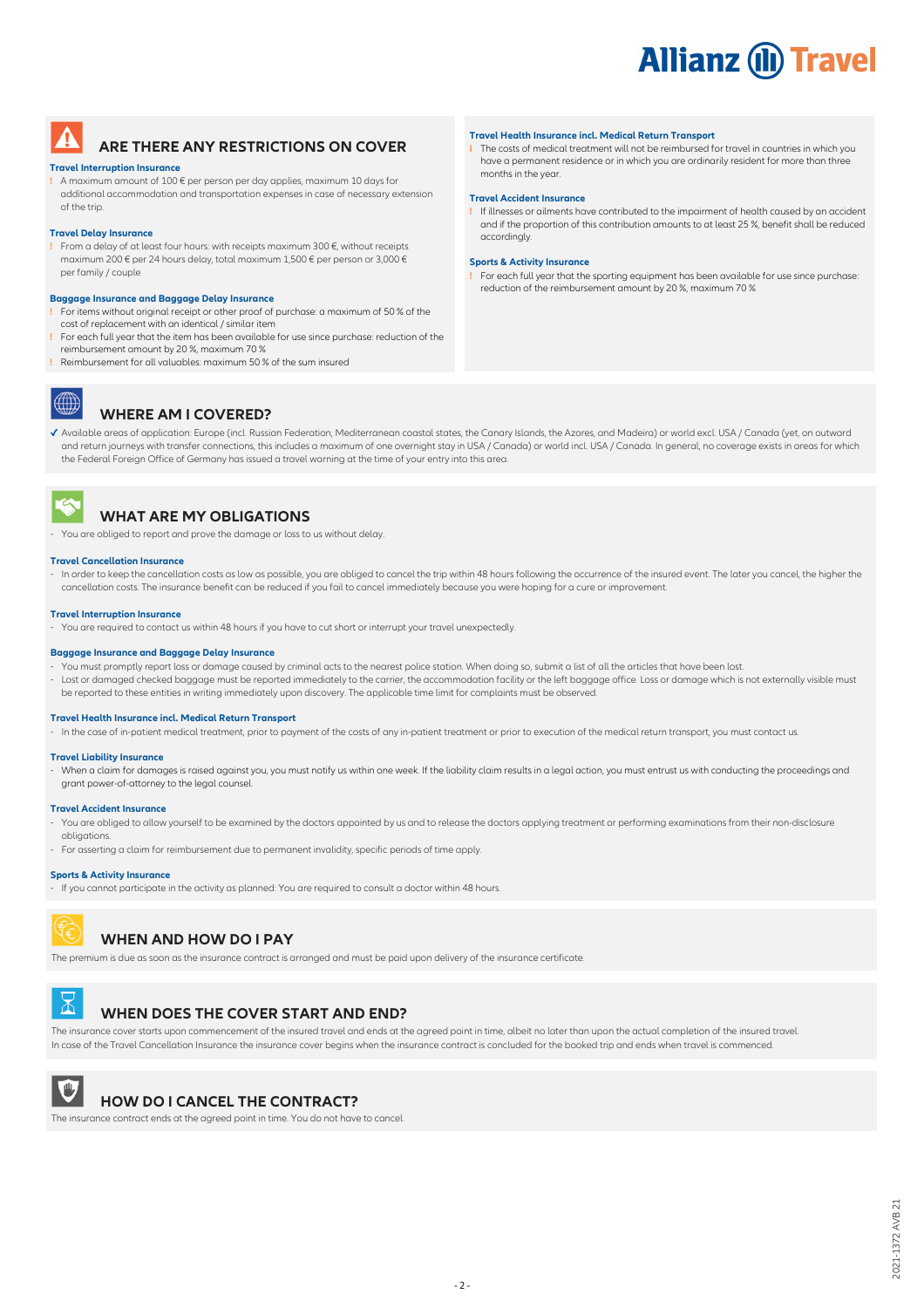## ARE THERE ANY RESTRICTIONS ON COVER

**Travel Interruption Insurance**

! A maximum amount of 100 € per person per day applies, maximum 10 days for additional accommodation and transportation expenses in case of necessary extension of the trip.

**Travel Delay Insurance**

! From a delay of at least four hours: with receipts maximum 300 €, without receipts maximum 200 € per 24 hours delay, total maximum 1,500 € per person or 3,000 € per family / couple

**Baggage Insurance and Baggage Delay Insurance**

! For items without original receipt or other proof of purchase: a maximum of 50 % of the cost of replacement with an identical / similar item

! For each full year that the item has been available for use since purchase: reduction of the reimbursement amount by 20 %, maximum 70 %

! Reimbursement for all valuables: maximum 50 % of the sum insured

**Travel Health Insurance incl. Medical Return Transport**

! The costs of medical treatment will not be reimbursed for travel in countries in which you have a permanent residence or in which you are ordinarily resident for more than three months in the year.

**Travel Accident Insurance**

! If illnesses or ailments have contributed to the impairment of health caused by an accident and if the proportion of this contribution amounts to at least 25 %, benefit shall be reduced accordingly.

**Sports & Activity Insurance**

! For each full year that the sporting equipment has been available for use since purchase: reduction of the reimbursement amount by 20 %, maximum 70 %

## WHERE AM I COVERED?

✓ Available areas of application: Europe (incl. Russian Federation, Mediterranean coastal states, the Canary Islands, the Azores, and Madeira) or world excl. USA / Canada (yet, on outward and return journeys with transfer connections, this includes a maximum of one overnight stay in USA / Canada) or world incl. USA / Canada. In general, no coverage exists in areas for which the Federal Foreign Office of Germany has issued a travel warning at the time of your entry into this area.

## WHAT ARE MY OBLIGATIONS

- You are obliged to report and prove the damage or loss to us without delay.

**Travel Cancellation Insurance**

- In order to keep the cancellation costs as low as possible, you are obliged to cancel the trip within 48 hours following the occurrence of the insured event. The later you cancel, the higher the cancellation costs. The insurance benefit can be reduced if you fail to cancel immediately because you were hoping for a cure or improvement.

**Travel Interruption Insurance**

- You are required to contact us within 48 hours if you have to cut short or interrupt your travel unexpectedly.

**Baggage Insurance and Baggage Delay Insurance**

- You must promptly report loss or damage caused by criminal acts to the nearest police station. When doing so, submit a list of all the articles that have been lost.
- Lost or damaged checked baggage must be reported immediately to the carrier, the accommodation facility or the left baggage office. Loss or damage which is not externally visible must be reported to these entities in writing immediately upon discovery. The applicable time limit for complaints must be observed.

**Travel Health Insurance incl. Medical Return Transport**

- In the case of in-patient medical treatment, prior to payment of the costs of any in-patient treatment or prior to execution of the medical return transport, you must contact us.

**Travel Liability Insurance**

- When a claim for damages is raised against you, you must notify us within one week. If the liability claim results in a legal action, you must entrust us with conducting the proceedings and grant power-of-attorney to the legal counsel.

**Travel Accident Insurance**

- You are obliged to allow yourself to be examined by the doctors appointed by us and to release the doctors applying treatment or performing examinations from their non-disclosure obligations.
- For asserting a claim for reimbursement due to permanent invalidity, specific periods of time apply.

**Sports & Activity Insurance**

- If you cannot participate in the activity as planned: You are required to consult a doctor within 48 hours.

## WHEN AND HOW DO I PAY

The premium is due as soon as the insurance contract is arranged and must be paid upon delivery of the insurance certificate.

## WHEN DOES THE COVER START AND END?

The insurance cover starts upon commencement of the insured travel and ends at the agreed point in time, albeit no later than upon the actual completion of the insured travel.
In case of the Travel Cancellation Insurance the insurance cover begins when the insurance contract is concluded for the booked trip and ends when travel is commenced.

## HOW DO I CANCEL THE CONTRACT?

The insurance contract ends at the agreed point in time. You do not have to cancel.

2021-1372 AVB 21